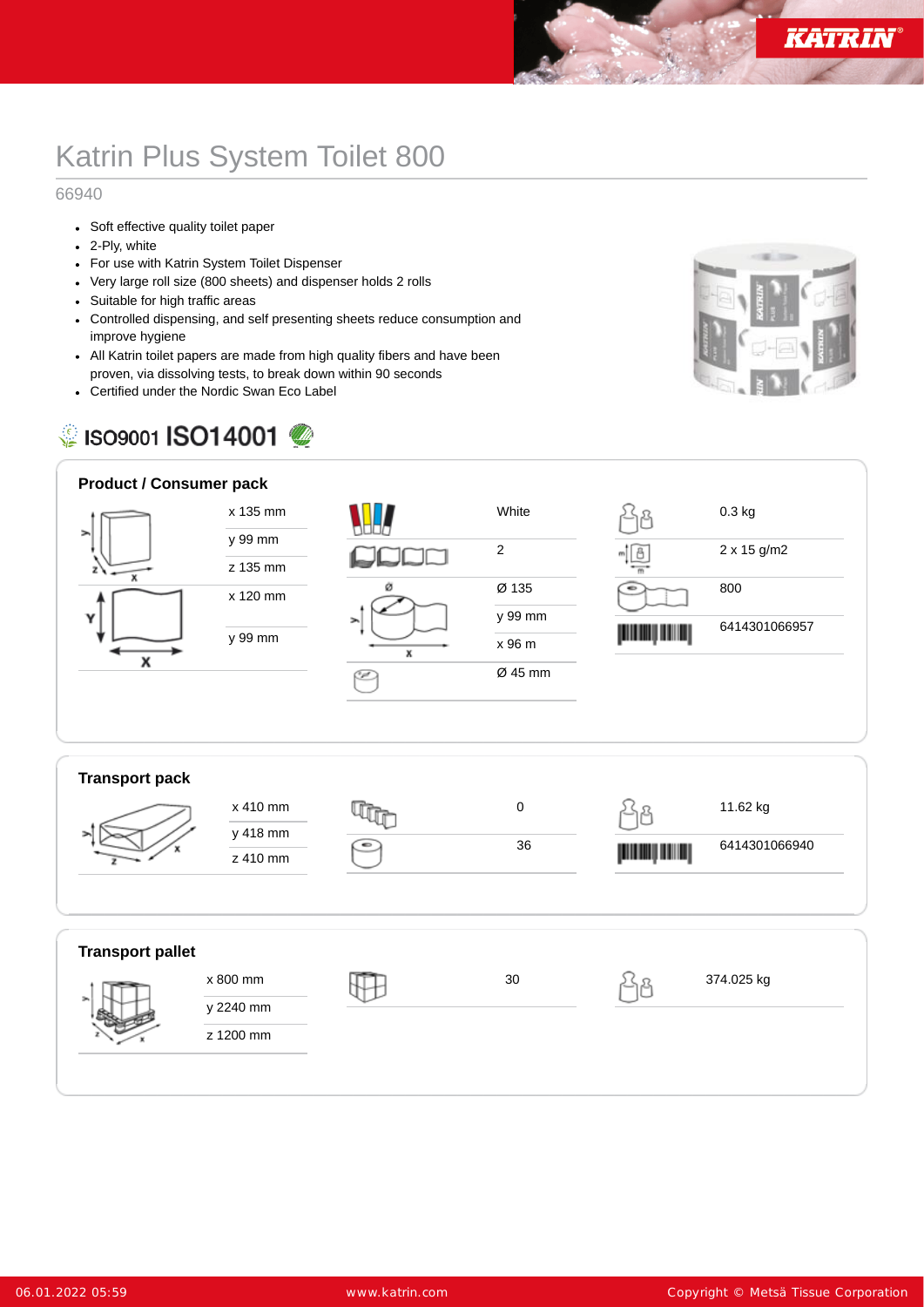# Katrin Plus System Toilet 800

66940

- Soft effective quality toilet paper
- 2-Ply, white
- For use with Katrin System Toilet Dispenser
- Very large roll size (800 sheets) and dispenser holds 2 rolls
- Suitable for high traffic areas
- Controlled dispensing, and self presenting sheets reduce consumption and improve hygiene
- All Katrin toilet papers are made from high quality fibers and have been proven, via dissolving tests, to break down within 90 seconds
- Certified under the Nordic Swan Eco Label

ISO9001 ISO14001

## Product / Consumer pack

| | | |
|---|---|---|
| x 135 mm | White | 0.3 kg |
| y 99 mm | 2 | 2 x 15 g/m2 |
| z 135 mm | Ø 135 | 800 |
| x 120 mm | y 99 mm | 6414301066957 |
| y 99 mm | x 96 m | |
| | Ø 45 mm | |

## Transport pack

| | | |
|---|---|---|
| x 410 mm | 0 | 11.62 kg |
| y 418 mm | 36 | 6414301066940 |
| z 410 mm | | |

## Transport pallet

| | | |
|---|---|---|
| x 800 mm | 30 | 374.025 kg |
| y 2240 mm | | |
| z 1200 mm | | |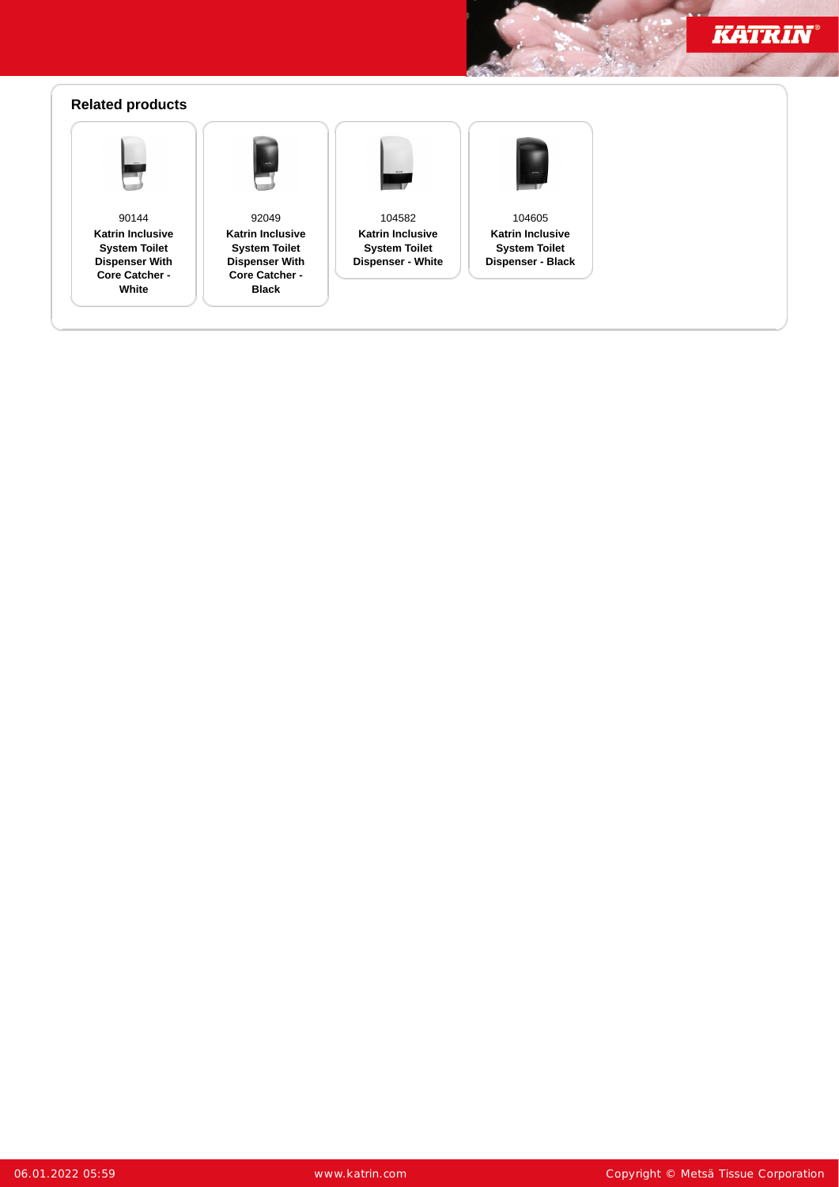## Related products

90144
**Katrin Inclusive System Toilet Dispenser With Core Catcher - White**

92049
**Katrin Inclusive System Toilet Dispenser With Core Catcher - Black**

104582
**Katrin Inclusive System Toilet Dispenser - White**

104605
**Katrin Inclusive System Toilet Dispenser - Black**